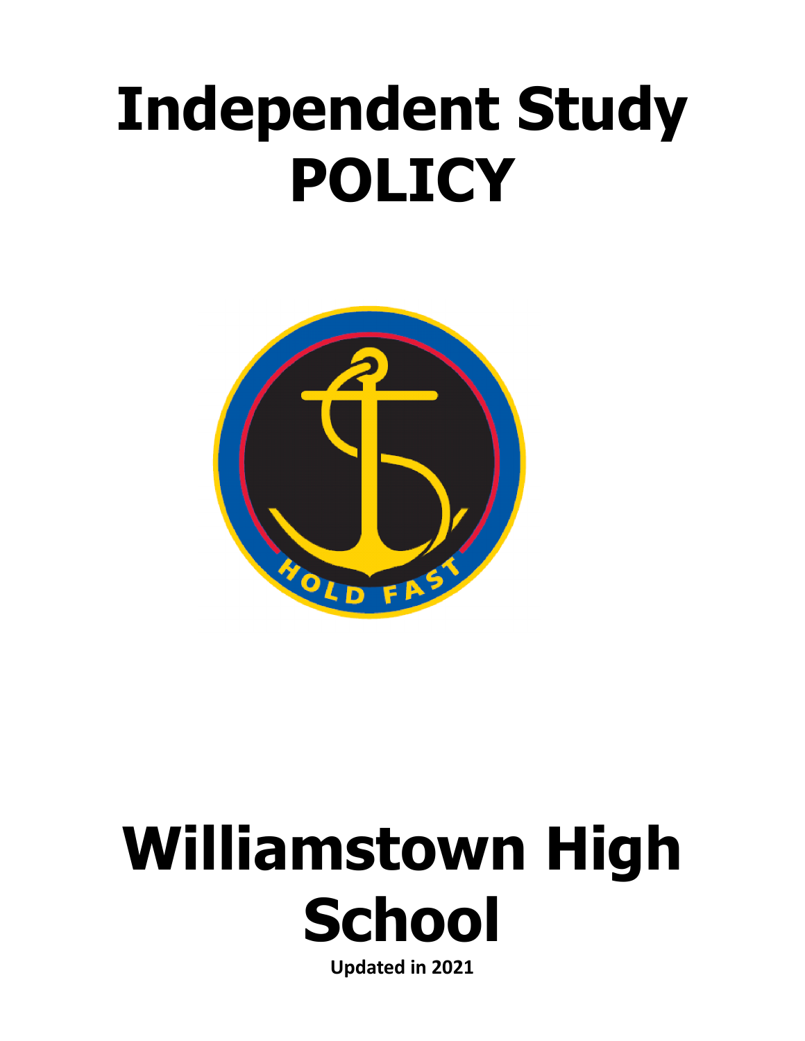# Independent Study POLICY

# Williamstown High School

**Updated in 2021**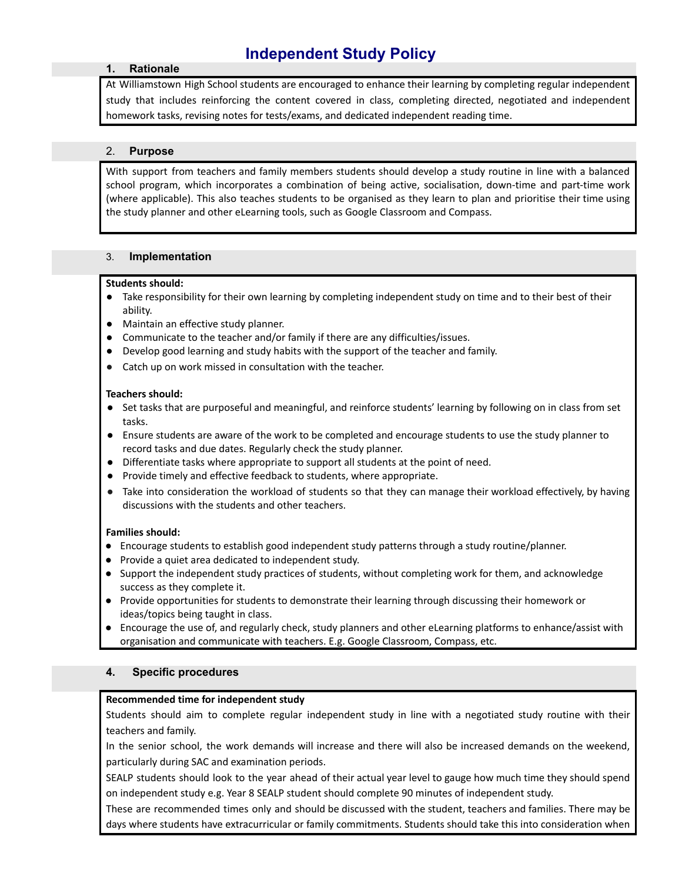# Independent Study Policy

## 1. Rationale

At Williamstown High School students are encouraged to enhance their learning by completing regular independent study that includes reinforcing the content covered in class, completing directed, negotiated and independent homework tasks, revising notes for tests/exams, and dedicated independent reading time.

## 2. Purpose

With support from teachers and family members students should develop a study routine in line with a balanced school program, which incorporates a combination of being active, socialisation, down-time and part-time work (where applicable). This also teaches students to be organised as they learn to plan and prioritise their time using the study planner and other eLearning tools, such as Google Classroom and Compass.

## 3. Implementation

**Students should:**

- Take responsibility for their own learning by completing independent study on time and to their best of their ability.
- Maintain an effective study planner.
- Communicate to the teacher and/or family if there are any difficulties/issues.
- Develop good learning and study habits with the support of the teacher and family.
- Catch up on work missed in consultation with the teacher.

**Teachers should:**

- Set tasks that are purposeful and meaningful, and reinforce students' learning by following on in class from set tasks.
- Ensure students are aware of the work to be completed and encourage students to use the study planner to record tasks and due dates. Regularly check the study planner.
- Differentiate tasks where appropriate to support all students at the point of need.
- Provide timely and effective feedback to students, where appropriate.
- Take into consideration the workload of students so that they can manage their workload effectively, by having discussions with the students and other teachers.

**Families should:**

- Encourage students to establish good independent study patterns through a study routine/planner.
- Provide a quiet area dedicated to independent study.
- Support the independent study practices of students, without completing work for them, and acknowledge success as they complete it.
- Provide opportunities for students to demonstrate their learning through discussing their homework or ideas/topics being taught in class.
- Encourage the use of, and regularly check, study planners and other eLearning platforms to enhance/assist with organisation and communicate with teachers. E.g. Google Classroom, Compass, etc.

## 4. Specific procedures

**Recommended time for independent study**

Students should aim to complete regular independent study in line with a negotiated study routine with their teachers and family.

In the senior school, the work demands will increase and there will also be increased demands on the weekend, particularly during SAC and examination periods.

SEALP students should look to the year ahead of their actual year level to gauge how much time they should spend on independent study e.g. Year 8 SEALP student should complete 90 minutes of independent study.

These are recommended times only and should be discussed with the student, teachers and families. There may be days where students have extracurricular or family commitments. Students should take this into consideration when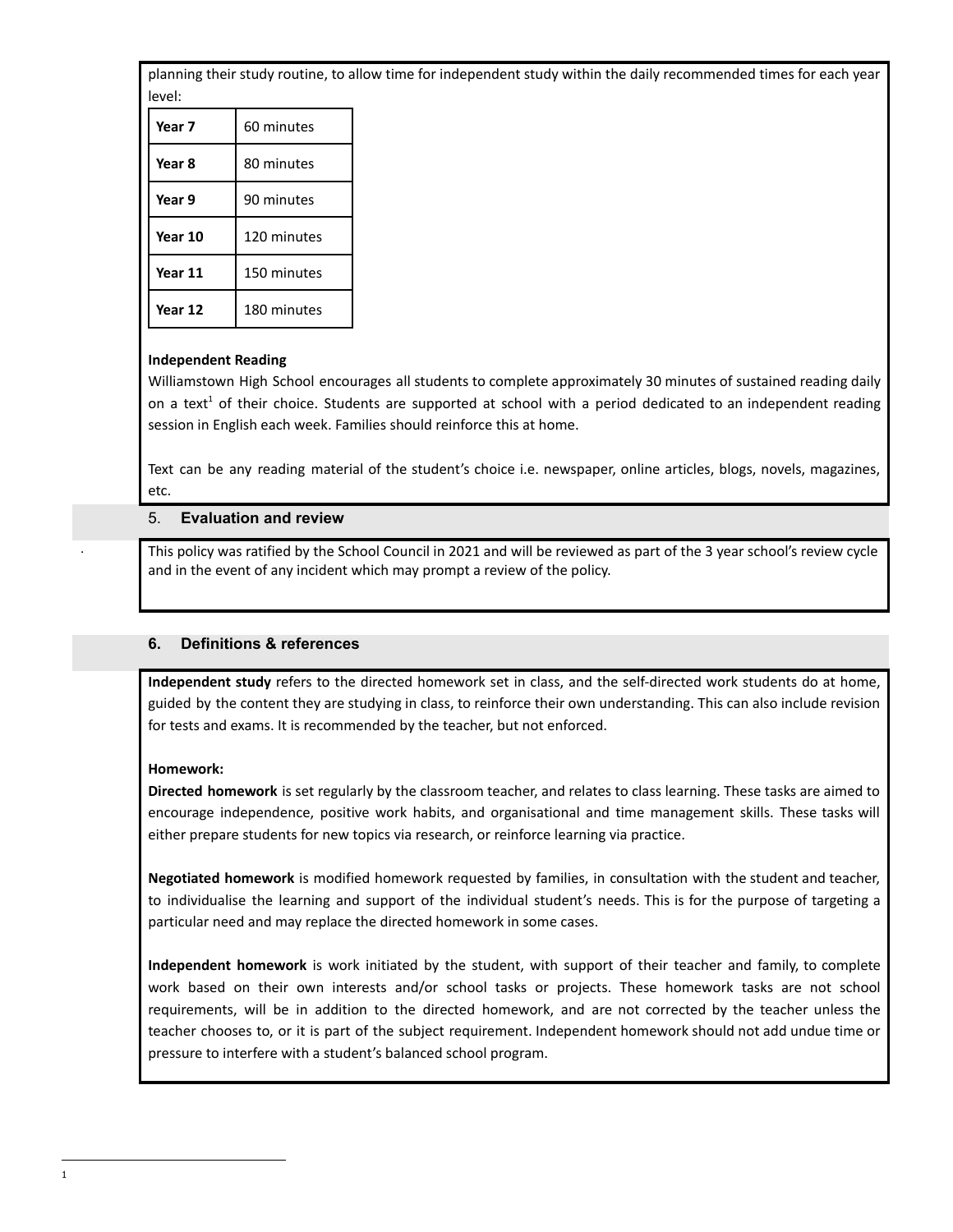planning their study routine, to allow time for independent study within the daily recommended times for each year level:

| | |
|---|---|
| **Year 7** | 60 minutes |
| **Year 8** | 80 minutes |
| **Year 9** | 90 minutes |
| **Year 10** | 120 minutes |
| **Year 11** | 150 minutes |
| **Year 12** | 180 minutes |

**Independent Reading**

Williamstown High School encourages all students to complete approximately 30 minutes of sustained reading daily on a text[1] of their choice. Students are supported at school with a period dedicated to an independent reading session in English each week. Families should reinforce this at home.

Text can be any reading material of the student's choice i.e. newspaper, online articles, blogs, novels, magazines, etc.

## 5. Evaluation and review

This policy was ratified by the School Council in 2021 and will be reviewed as part of the 3 year school's review cycle and in the event of any incident which may prompt a review of the policy.

## 6. Definitions & references

**Independent study** refers to the directed homework set in class, and the self-directed work students do at home, guided by the content they are studying in class, to reinforce their own understanding. This can also include revision for tests and exams. It is recommended by the teacher, but not enforced.

**Homework:**

**Directed homework** is set regularly by the classroom teacher, and relates to class learning. These tasks are aimed to encourage independence, positive work habits, and organisational and time management skills. These tasks will either prepare students for new topics via research, or reinforce learning via practice.

**Negotiated homework** is modified homework requested by families, in consultation with the student and teacher, to individualise the learning and support of the individual student's needs. This is for the purpose of targeting a particular need and may replace the directed homework in some cases.

**Independent homework** is work initiated by the student, with support of their teacher and family, to complete work based on their own interests and/or school tasks or projects. These homework tasks are not school requirements, will be in addition to the directed homework, and are not corrected by the teacher unless the teacher chooses to, or it is part of the subject requirement. Independent homework should not add undue time or pressure to interfere with a student's balanced school program.

[1]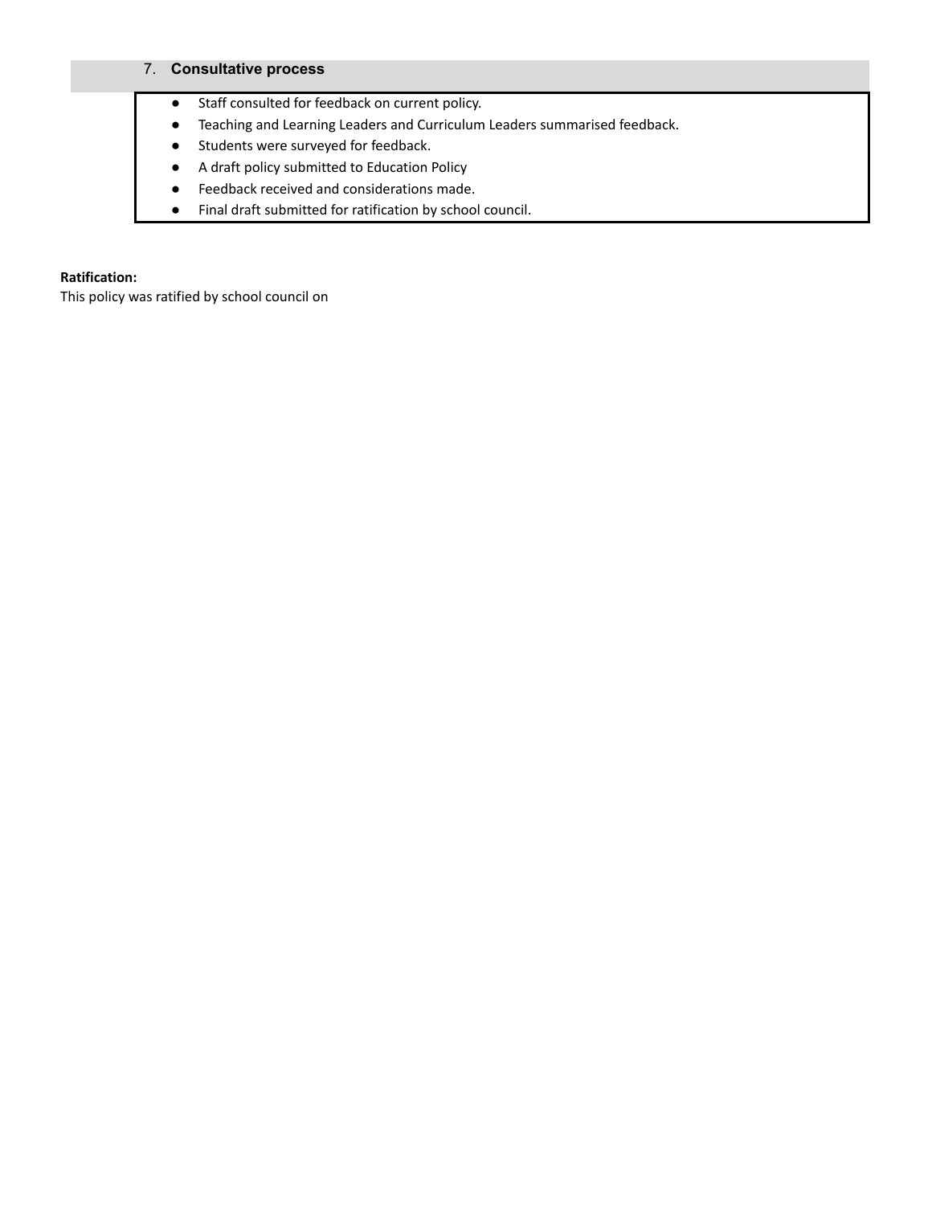## 7. Consultative process

- Staff consulted for feedback on current policy.
- Teaching and Learning Leaders and Curriculum Leaders summarised feedback.
- Students were surveyed for feedback.
- A draft policy submitted to Education Policy
- Feedback received and considerations made.
- Final draft submitted for ratification by school council.

**Ratification:**

This policy was ratified by school council on